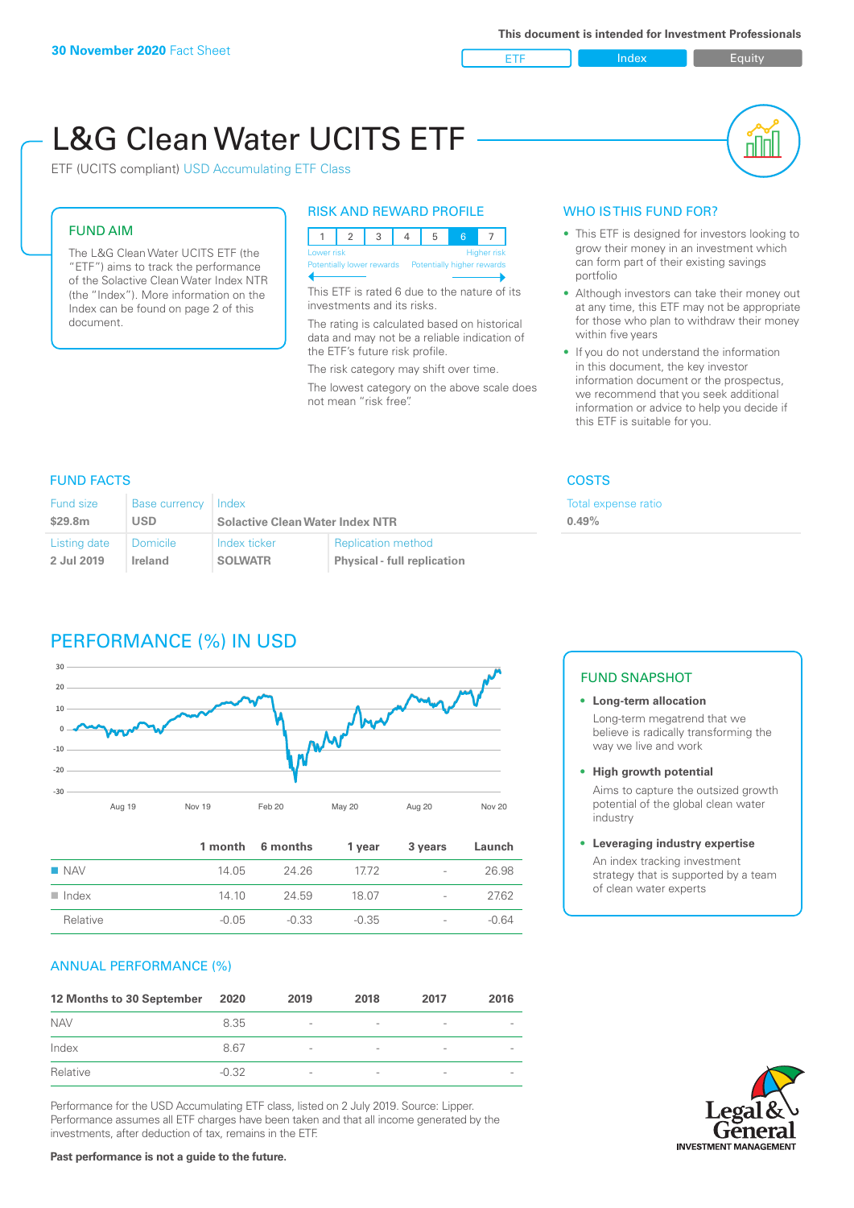30 November 2020 Fact Sheet

This document is intended for Investment Professionals

ETF | Index | Equity

# L&G Clean Water UCITS ETF

ETF (UCITS compliant) USD Accumulating ETF Class

## FUND AIM

The L&G Clean Water UCITS ETF (the "ETF") aims to track the performance of the Solactive Clean Water Index NTR (the "Index"). More information on the Index can be found on page 2 of this document.

## RISK AND REWARD PROFILE

| 1 | 2 | 3 | 4 | 5 | 6 | 7 |
|---|---|---|---|---|---|---|

Lower risk — Higher risk

Potentially lower rewards — Potentially higher rewards

This ETF is rated 6 due to the nature of its investments and its risks.

The rating is calculated based on historical data and may not be a reliable indication of the ETF's future risk profile.

The risk category may shift over time.

The lowest category on the above scale does not mean "risk free".

## WHO IS THIS FUND FOR?

- This ETF is designed for investors looking to grow their money in an investment which can form part of their existing savings portfolio
- Although investors can take their money out at any time, this ETF may not be appropriate for those who plan to withdraw their money within five years
- If you do not understand the information in this document, the key investor information document or the prospectus, we recommend that you seek additional information or advice to help you decide if this ETF is suitable for you.

## FUND FACTS

| Fund size | Base currency | Index | |
|---|---|---|---|
| $29.8m | USD | Solactive Clean Water Index NTR | |
| **Listing date** | **Domicile** | **Index ticker** | **Replication method** |
| 2 Jul 2019 | Ireland | SOLWATR | Physical - full replication |

## COSTS

Total expense ratio

0.49%

## PERFORMANCE (%) IN USD

| | 1 month | 6 months | 1 year | 3 years | Launch |
|---|---|---|---|---|---|
| NAV | 14.05 | 24.26 | 17.72 | - | 26.98 |
| Index | 14.10 | 24.59 | 18.07 | - | 27.62 |
| Relative | -0.05 | -0.33 | -0.35 | - | -0.64 |

## FUND SNAPSHOT

- **Long-term allocation**
  Long-term megatrend that we believe is radically transforming the way we live and work
- **High growth potential**
  Aims to capture the outsized growth potential of the global clean water industry
- **Leveraging industry expertise**
  An index tracking investment strategy that is supported by a team of clean water experts

## ANNUAL PERFORMANCE (%)

| 12 Months to 30 September | 2020 | 2019 | 2018 | 2017 | 2016 |
|---|---|---|---|---|---|
| NAV | 8.35 | - | - | - | - |
| Index | 8.67 | - | - | - | - |
| Relative | -0.32 | - | - | - | - |

Performance for the USD Accumulating ETF class, listed on 2 July 2019. Source: Lipper. Performance assumes all ETF charges have been taken and that all income generated by the investments, after deduction of tax, remains in the ETF.

**Past performance is not a guide to the future.**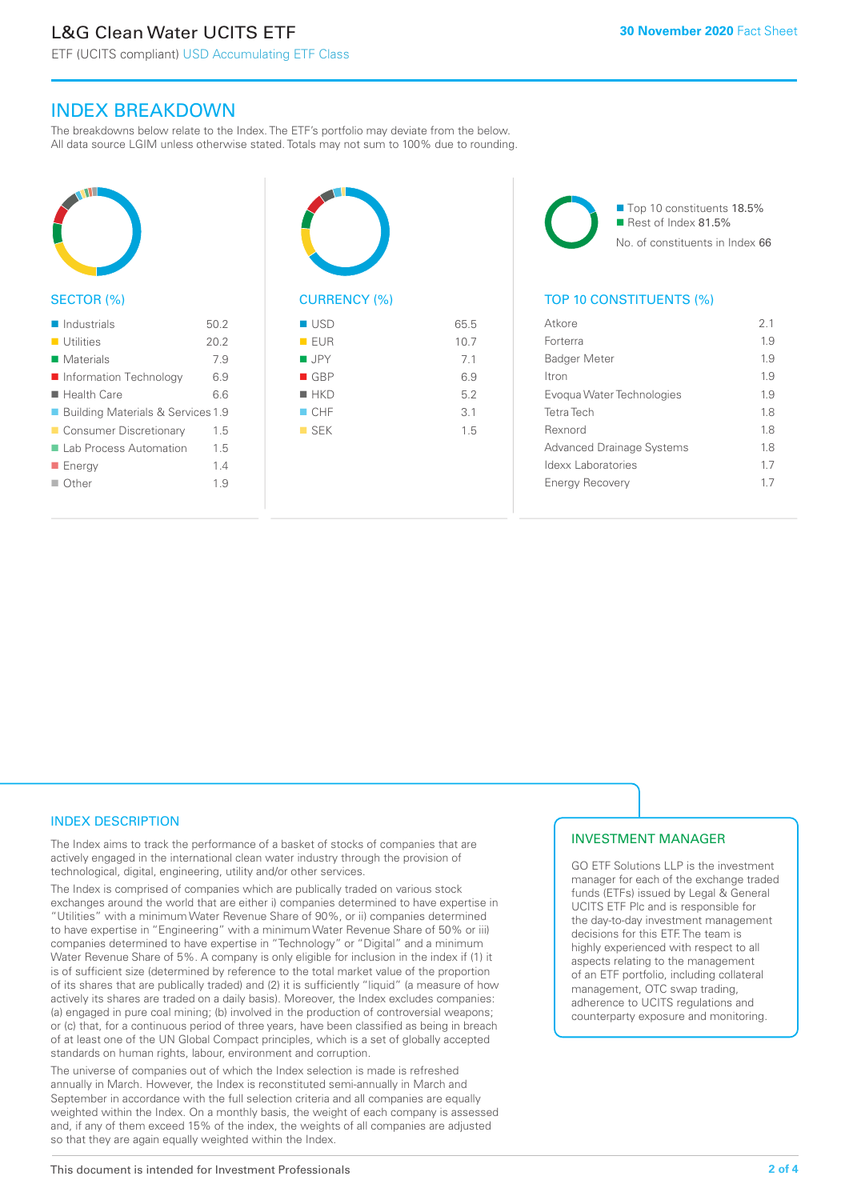# L&G Clean Water UCITS ETF

ETF (UCITS compliant) USD Accumulating ETF Class

**30 November 2020** Fact Sheet

## INDEX BREAKDOWN

The breakdowns below relate to the Index. The ETF's portfolio may deviate from the below. All data source LGIM unless otherwise stated. Totals may not sum to 100% due to rounding.

### SECTOR (%)

| Sector | % |
|---|---|
| Industrials | 50.2 |
| Utilities | 20.2 |
| Materials | 7.9 |
| Information Technology | 6.9 |
| Health Care | 6.6 |
| Building Materials & Services | 1.9 |
| Consumer Discretionary | 1.5 |
| Lab Process Automation | 1.5 |
| Energy | 1.4 |
| Other | 1.9 |

### CURRENCY (%)

| Currency | % |
|---|---|
| USD | 65.5 |
| EUR | 10.7 |
| JPY | 7.1 |
| GBP | 6.9 |
| HKD | 5.2 |
| CHF | 3.1 |
| SEK | 1.5 |

- Top 10 constituents 18.5%
- Rest of Index 81.5%

No. of constituents in Index 66

### TOP 10 CONSTITUENTS (%)

| Constituent | % |
|---|---|
| Atkore | 2.1 |
| Forterra | 1.9 |
| Badger Meter | 1.9 |
| Itron | 1.9 |
| Evoqua Water Technologies | 1.9 |
| Tetra Tech | 1.8 |
| Rexnord | 1.8 |
| Advanced Drainage Systems | 1.8 |
| Idexx Laboratories | 1.7 |
| Energy Recovery | 1.7 |

## INDEX DESCRIPTION

The Index aims to track the performance of a basket of stocks of companies that are actively engaged in the international clean water industry through the provision of technological, digital, engineering, utility and/or other services.

The Index is comprised of companies which are publically traded on various stock exchanges around the world that are either i) companies determined to have expertise in "Utilities" with a minimum Water Revenue Share of 90%, or ii) companies determined to have expertise in "Engineering" with a minimum Water Revenue Share of 50% or iii) companies determined to have expertise in "Technology" or "Digital" and a minimum Water Revenue Share of 5%. A company is only eligible for inclusion in the index if (1) it is of sufficient size (determined by reference to the total market value of the proportion of its shares that are publically traded) and (2) it is sufficiently "liquid" (a measure of how actively its shares are traded on a daily basis). Moreover, the Index excludes companies: (a) engaged in pure coal mining; (b) involved in the production of controversial weapons; or (c) that, for a continuous period of three years, have been classified as being in breach of at least one of the UN Global Compact principles, which is a set of globally accepted standards on human rights, labour, environment and corruption.

The universe of companies out of which the Index selection is made is refreshed annually in March. However, the Index is reconstituted semi-annually in March and September in accordance with the full selection criteria and all companies are equally weighted within the Index. On a monthly basis, the weight of each company is assessed and, if any of them exceed 15% of the index, the weights of all companies are adjusted so that they are again equally weighted within the Index.

## INVESTMENT MANAGER

GO ETF Solutions LLP is the investment manager for each of the exchange traded funds (ETFs) issued by Legal & General UCITS ETF Plc and is responsible for the day-to-day investment management decisions for this ETF. The team is highly experienced with respect to all aspects relating to the management of an ETF portfolio, including collateral management, OTC swap trading, adherence to UCITS regulations and counterparty exposure and monitoring.

This document is intended for Investment Professionals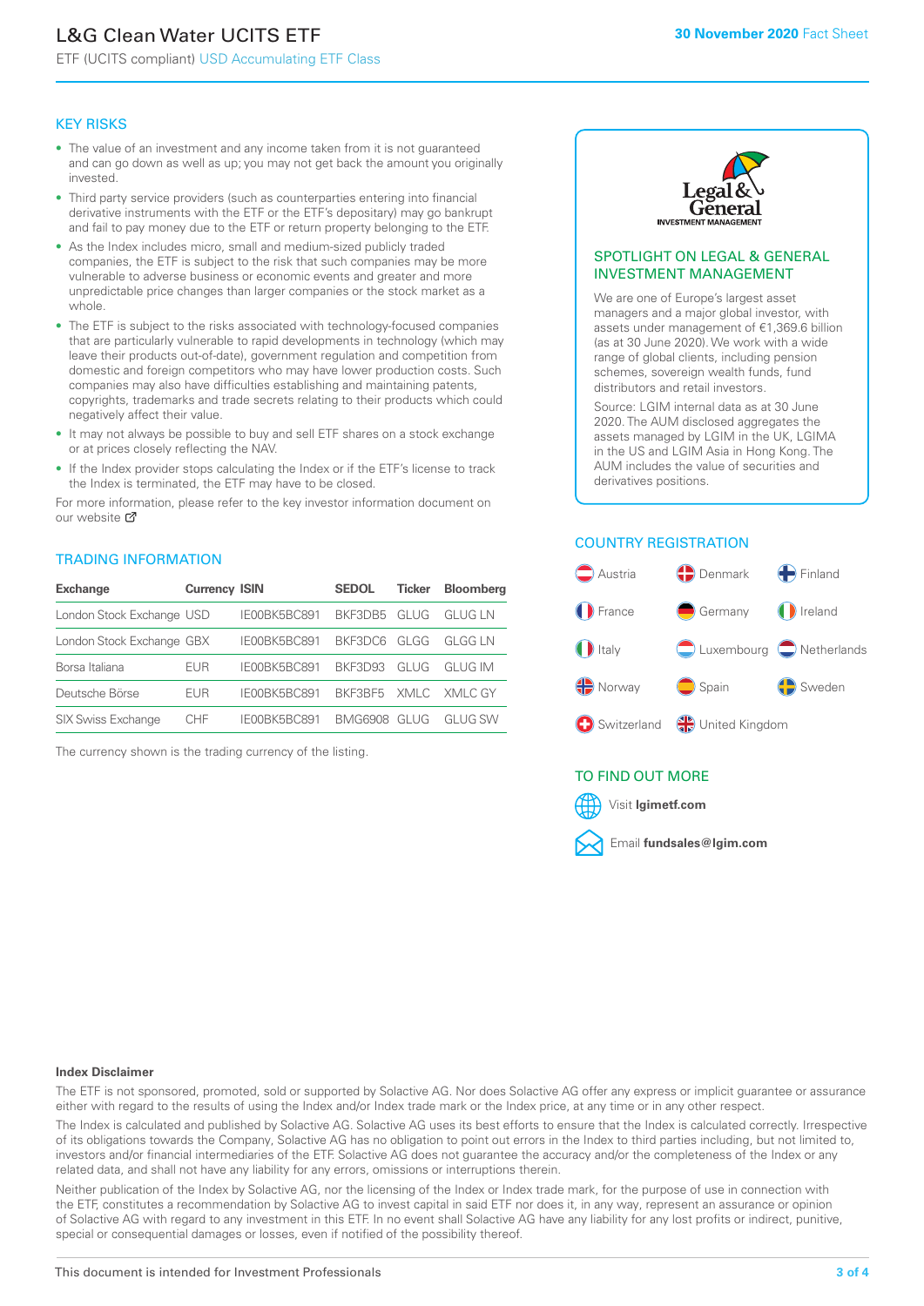# L&G Clean Water UCITS ETF

ETF (UCITS compliant) USD Accumulating ETF Class

**30 November 2020** Fact Sheet

## KEY RISKS

- The value of an investment and any income taken from it is not guaranteed and can go down as well as up; you may not get back the amount you originally invested.
- Third party service providers (such as counterparties entering into financial derivative instruments with the ETF or the ETF's depositary) may go bankrupt and fail to pay money due to the ETF or return property belonging to the ETF.
- As the Index includes micro, small and medium-sized publicly traded companies, the ETF is subject to the risk that such companies may be more vulnerable to adverse business or economic events and greater and more unpredictable price changes than larger companies or the stock market as a whole.
- The ETF is subject to the risks associated with technology-focused companies that are particularly vulnerable to rapid developments in technology (which may leave their products out-of-date), government regulation and competition from domestic and foreign competitors who may have lower production costs. Such companies may also have difficulties establishing and maintaining patents, copyrights, trademarks and trade secrets relating to their products which could negatively affect their value.
- It may not always be possible to buy and sell ETF shares on a stock exchange or at prices closely reflecting the NAV.
- If the Index provider stops calculating the Index or if the ETF's license to track the Index is terminated, the ETF may have to be closed.

For more information, please refer to the key investor information document on our website

## TRADING INFORMATION

| Exchange | Currency | ISIN | SEDOL | Ticker | Bloomberg |
|---|---|---|---|---|---|
| London Stock Exchange | USD | IE00BK5BC891 | BKF3DB5 | GLUG | GLUG LN |
| London Stock Exchange | GBX | IE00BK5BC891 | BKF3DC6 | GLGG | GLGG LN |
| Borsa Italiana | EUR | IE00BK5BC891 | BKF3D93 | GLUG | GLUG IM |
| Deutsche Börse | EUR | IE00BK5BC891 | BKF3BF5 | XMLC | XMLC GY |
| SIX Swiss Exchange | CHF | IE00BK5BC891 | BMG6908 | GLUG | GLUG SW |

The currency shown is the trading currency of the listing.

## SPOTLIGHT ON LEGAL & GENERAL INVESTMENT MANAGEMENT

We are one of Europe's largest asset managers and a major global investor, with assets under management of €1,369.6 billion (as at 30 June 2020). We work with a wide range of global clients, including pension schemes, sovereign wealth funds, fund distributors and retail investors.

Source: LGIM internal data as at 30 June 2020. The AUM disclosed aggregates the assets managed by LGIM in the UK, LGIMA in the US and LGIM Asia in Hong Kong. The AUM includes the value of securities and derivatives positions.

## COUNTRY REGISTRATION

Austria, Denmark, Finland, France, Germany, Ireland, Italy, Luxembourg, Netherlands, Norway, Spain, Sweden, Switzerland, United Kingdom

## TO FIND OUT MORE

Visit **lgimetf.com**

Email **fundsales@lgim.com**

**Index Disclaimer**

The ETF is not sponsored, promoted, sold or supported by Solactive AG. Nor does Solactive AG offer any express or implicit guarantee or assurance either with regard to the results of using the Index and/or Index trade mark or the Index price, at any time or in any other respect.

The Index is calculated and published by Solactive AG. Solactive AG uses its best efforts to ensure that the Index is calculated correctly. Irrespective of its obligations towards the Company, Solactive AG has no obligation to point out errors in the Index to third parties including, but not limited to, investors and/or financial intermediaries of the ETF. Solactive AG does not guarantee the accuracy and/or the completeness of the Index or any related data, and shall not have any liability for any errors, omissions or interruptions therein.

Neither publication of the Index by Solactive AG, nor the licensing of the Index or Index trade mark, for the purpose of use in connection with the ETF, constitutes a recommendation by Solactive AG to invest capital in said ETF nor does it, in any way, represent an assurance or opinion of Solactive AG with regard to any investment in this ETF. In no event shall Solactive AG have any liability for any lost profits or indirect, punitive, special or consequential damages or losses, even if notified of the possibility thereof.

This document is intended for Investment Professionals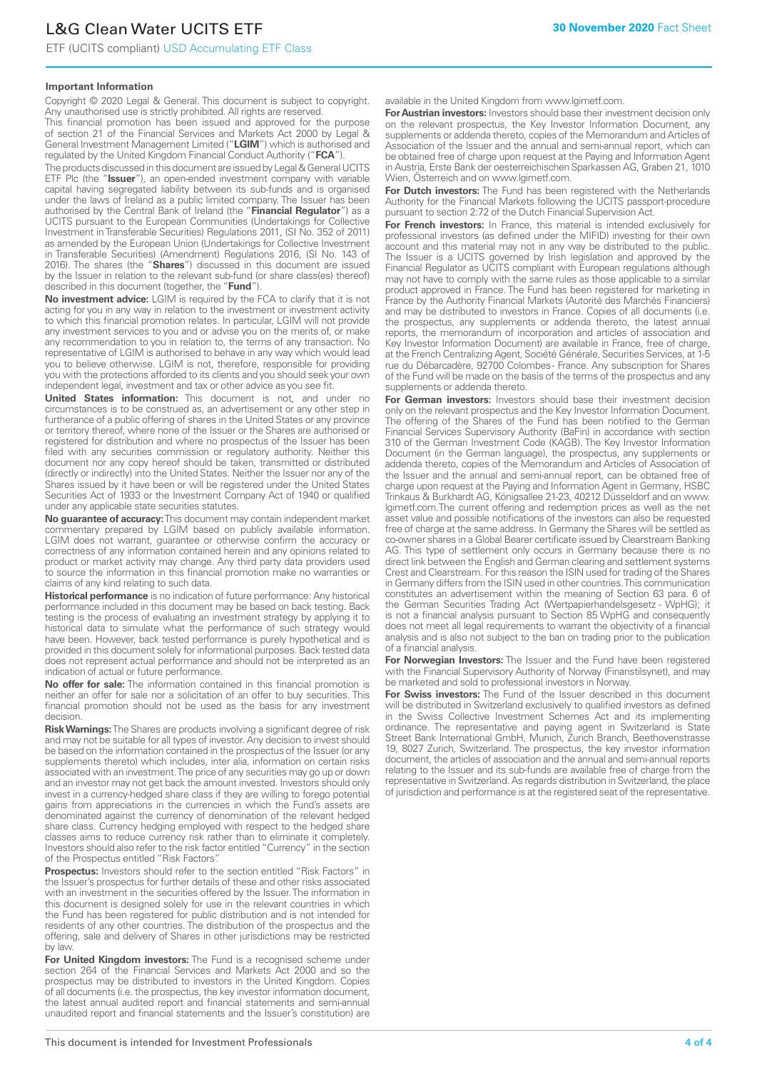## Important Information

Copyright © 2020 Legal & General. This document is subject to copyright. Any unauthorised use is strictly prohibited. All rights are reserved.

This financial promotion has been issued and approved for the purpose of section 21 of the Financial Services and Markets Act 2000 by Legal & General Investment Management Limited ("**LGIM**") which is authorised and regulated by the United Kingdom Financial Conduct Authority ("**FCA**").

The products discussed in this document are issued by Legal & General UCITS ETF Plc (the "**Issuer**"), an open-ended investment company with variable capital having segregated liability between its sub-funds and is organised under the laws of Ireland as a public limited company. The Issuer has been authorised by the Central Bank of Ireland (the "**Financial Regulator**") as a UCITS pursuant to the European Communities (Undertakings for Collective Investment in Transferable Securities) Regulations 2011, (SI No. 352 of 2011) as amended by the European Union (Undertakings for Collective Investment in Transferable Securities) (Amendment) Regulations 2016, (SI No. 143 of 2016). The shares (the "**Shares**") discussed in this document are issued by the Issuer in relation to the relevant sub-fund (or share class(es) thereof) described in this document (together, the "**Fund**").

**No investment advice:** LGIM is required by the FCA to clarify that it is not acting for you in any way in relation to the investment or investment activity to which this financial promotion relates. In particular, LGIM will not provide any investment services to you and or advise you on the merits of, or make any recommendation to you in relation to, the terms of any transaction. No representative of LGIM is authorised to behave in any way which would lead you to believe otherwise. LGIM is not, therefore, responsible for providing you with the protections afforded to its clients and you should seek your own independent legal, investment and tax or other advice as you see fit.

**United States information:** This document is not, and under no circumstances is to be construed as, an advertisement or any other step in furtherance of a public offering of shares in the United States or any province or territory thereof, where none of the Issuer or the Shares are authorised or registered for distribution and where no prospectus of the Issuer has been filed with any securities commission or regulatory authority. Neither this document nor any copy hereof should be taken, transmitted or distributed (directly or indirectly) into the United States. Neither the Issuer nor any of the Shares issued by it have been or will be registered under the United States Securities Act of 1933 or the Investment Company Act of 1940 or qualified under any applicable state securities statutes.

**No guarantee of accuracy:** This document may contain independent market commentary prepared by LGIM based on publicly available information. LGIM does not warrant, guarantee or otherwise confirm the accuracy or correctness of any information contained herein and any opinions related to product or market activity may change. Any third party data providers used to source the information in this financial promotion make no warranties or claims of any kind relating to such data.

**Historical performance** is no indication of future performance: Any historical performance included in this document may be based on back testing. Back testing is the process of evaluating an investment strategy by applying it to historical data to simulate what the performance of such strategy would have been. However, back tested performance is purely hypothetical and is provided in this document solely for informational purposes. Back tested data does not represent actual performance and should not be interpreted as an indication of actual or future performance.

**No offer for sale:** The information contained in this financial promotion is neither an offer for sale nor a solicitation of an offer to buy securities. This financial promotion should not be used as the basis for any investment decision.

**Risk Warnings:** The Shares are products involving a significant degree of risk and may not be suitable for all types of investor. Any decision to invest should be based on the information contained in the prospectus of the Issuer (or any supplements thereto) which includes, inter alia, information on certain risks associated with an investment. The price of any securities may go up or down and an investor may not get back the amount invested. Investors should only invest in a currency-hedged share class if they are willing to forego potential gains from appreciations in the currencies in which the Fund's assets are denominated against the currency of denomination of the relevant hedged share class. Currency hedging employed with respect to the hedged share classes aims to reduce currency risk rather than to eliminate it completely. Investors should also refer to the risk factor entitled "Currency" in the section of the Prospectus entitled "Risk Factors".

**Prospectus:** Investors should refer to the section entitled "Risk Factors" in the Issuer's prospectus for further details of these and other risks associated with an investment in the securities offered by the Issuer. The information in this document is designed solely for use in the relevant countries in which the Fund has been registered for public distribution and is not intended for residents of any other countries. The distribution of the prospectus and the offering, sale and delivery of Shares in other jurisdictions may be restricted by law.

**For United Kingdom investors:** The Fund is a recognised scheme under section 264 of the Financial Services and Markets Act 2000 and so the prospectus may be distributed to investors in the United Kingdom. Copies of all documents (i.e. the prospectus, the key investor information document, the latest annual audited report and financial statements and semi-annual unaudited report and financial statements and the Issuer's constitution) are available in the United Kingdom from www.lgimetf.com.

**For Austrian investors:** Investors should base their investment decision only on the relevant prospectus, the Key Investor Information Document, any supplements or addenda thereto, copies of the Memorandum and Articles of Association of the Issuer and the annual and semi-annual report, which can be obtained free of charge upon request at the Paying and Information Agent in Austria, Erste Bank der oesterreichischen Sparkassen AG, Graben 21, 1010 Wien, Österreich and on www.lgimetf.com.

**For Dutch investors:** The Fund has been registered with the Netherlands Authority for the Financial Markets following the UCITS passport-procedure pursuant to section 2:72 of the Dutch Financial Supervision Act.

**For French investors:** In France, this material is intended exclusively for professional investors (as defined under the MIFID) investing for their own account and this material may not in any way be distributed to the public. The Issuer is a UCITS governed by Irish legislation and approved by the Financial Regulator as UCITS compliant with European regulations although may not have to comply with the same rules as those applicable to a similar product approved in France. The Fund has been registered for marketing in France by the Authority Financial Markets (Autorité des Marchés Financiers) and may be distributed to investors in France. Copies of all documents (i.e. the prospectus, any supplements or addenda thereto, the latest annual reports, the memorandum of incorporation and articles of association and Key Investor Information Document) are available in France, free of charge, at the French Centralizing Agent, Société Générale, Securities Services, at 1-5 rue du Débarcadère, 92700 Colombes- France. Any subscription for Shares of the Fund will be made on the basis of the terms of the prospectus and any supplements or addenda thereto.

**For German investors:** Investors should base their investment decision only on the relevant prospectus and the Key Investor Information Document. The offering of the Shares of the Fund has been notified to the German Financial Services Supervisory Authority (BaFin) in accordance with section 310 of the German Investment Code (KAGB). The Key Investor Information Document (in the German language), the prospectus, any supplements or addenda thereto, copies of the Memorandum and Articles of Association of the Issuer and the annual and semi-annual report, can be obtained free of charge upon request at the Paying and Information Agent in Germany, HSBC Trinkaus & Burkhardt AG, Königsallee 21-23, 40212 Düsseldorf and on www.lgimetf.com.The current offering and redemption prices as well as the net asset value and possible notifications of the investors can also be requested free of charge at the same address. In Germany the Shares will be settled as co-owner shares in a Global Bearer certificate issued by Clearstream Banking AG. This type of settlement only occurs in Germany because there is no direct link between the English and German clearing and settlement systems Crest and Clearstream. For this reason the ISIN used for trading of the Shares in Germany differs from the ISIN used in other countries. This communication constitutes an advertisement within the meaning of Section 63 para. 6 of the German Securities Trading Act (Wertpapierhandelsgesetz - WpHG); it is not a financial analysis pursuant to Section 85 WpHG and consequently does not meet all legal requirements to warrant the objectivity of a financial analysis and is also not subject to the ban on trading prior to the publication of a financial analysis.

**For Norwegian Investors:** The Issuer and the Fund have been registered with the Financial Supervisory Authority of Norway (Finanstilsynet), and may be marketed and sold to professional investors in Norway.

**For Swiss investors:** The Fund of the Issuer described in this document will be distributed in Switzerland exclusively to qualified investors as defined in the Swiss Collective Investment Schemes Act and its implementing ordinance. The representative and paying agent in Switzerland is State Street Bank International GmbH, Munich, Zurich Branch, Beethovenstrasse 19, 8027 Zurich, Switzerland. The prospectus, the key investor information document, the articles of association and the annual and semi-annual reports relating to the Issuer and its sub-funds are available free of charge from the representative in Switzerland. As regards distribution in Switzerland, the place of jurisdiction and performance is at the registered seat of the representative.